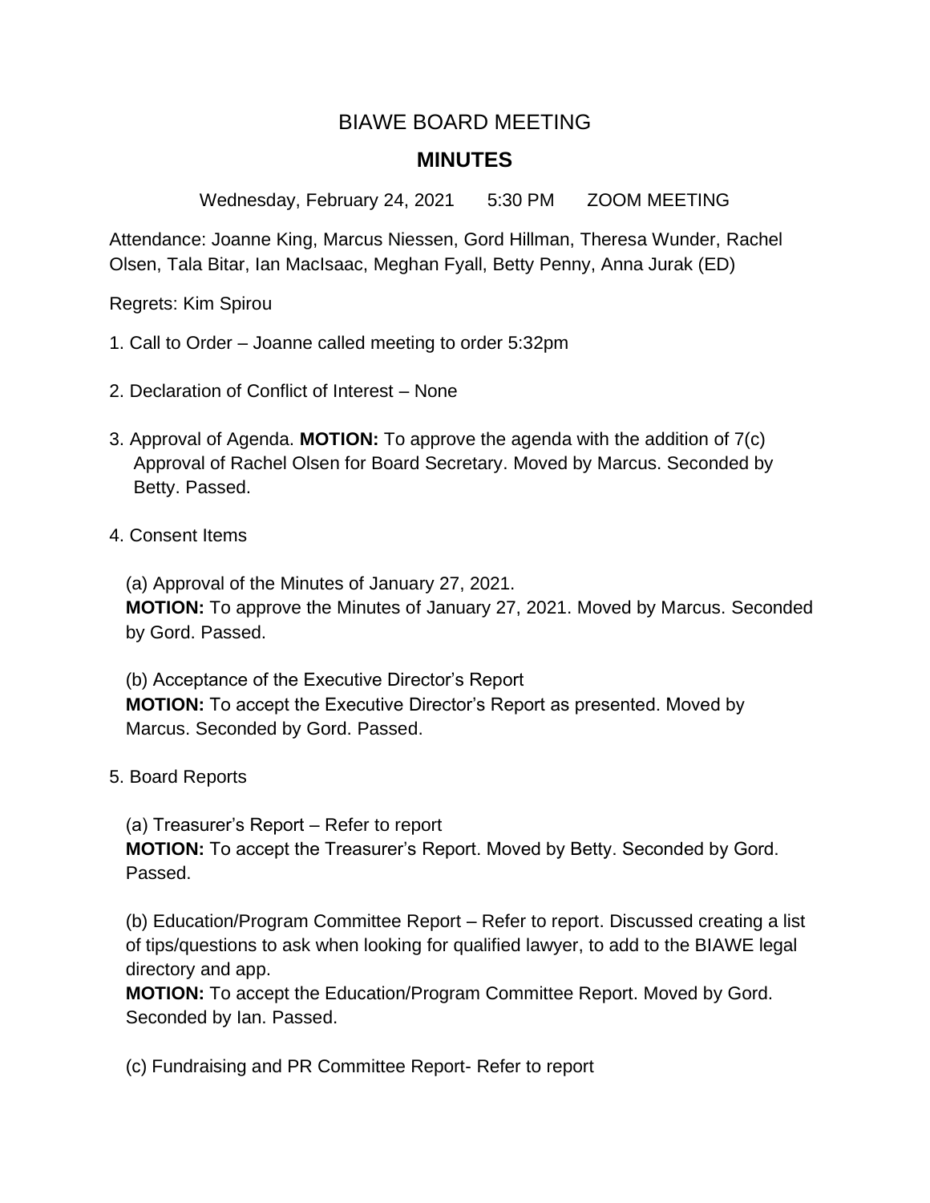# BIAWE BOARD MEETING

## MINUTES

Wednesday, February 24, 2021    5:30 PM    ZOOM MEETING

Attendance: Joanne King, Marcus Niessen, Gord Hillman, Theresa Wunder, Rachel Olsen, Tala Bitar, Ian MacIsaac, Meghan Fyall, Betty Penny, Anna Jurak (ED)

Regrets: Kim Spirou

1. Call to Order – Joanne called meeting to order 5:32pm

2. Declaration of Conflict of Interest – None

3. Approval of Agenda. **MOTION:** To approve the agenda with the addition of 7(c) Approval of Rachel Olsen for Board Secretary. Moved by Marcus. Seconded by Betty. Passed.

4. Consent Items

   (a) Approval of the Minutes of January 27, 2021.
   **MOTION:** To approve the Minutes of January 27, 2021. Moved by Marcus. Seconded by Gord. Passed.

   (b) Acceptance of the Executive Director's Report
   **MOTION:** To accept the Executive Director's Report as presented. Moved by Marcus. Seconded by Gord. Passed.

5. Board Reports

   (a) Treasurer's Report – Refer to report
   **MOTION:** To accept the Treasurer's Report. Moved by Betty. Seconded by Gord. Passed.

   (b) Education/Program Committee Report – Refer to report. Discussed creating a list of tips/questions to ask when looking for qualified lawyer, to add to the BIAWE legal directory and app.
   **MOTION:** To accept the Education/Program Committee Report. Moved by Gord. Seconded by Ian. Passed.

   (c) Fundraising and PR Committee Report- Refer to report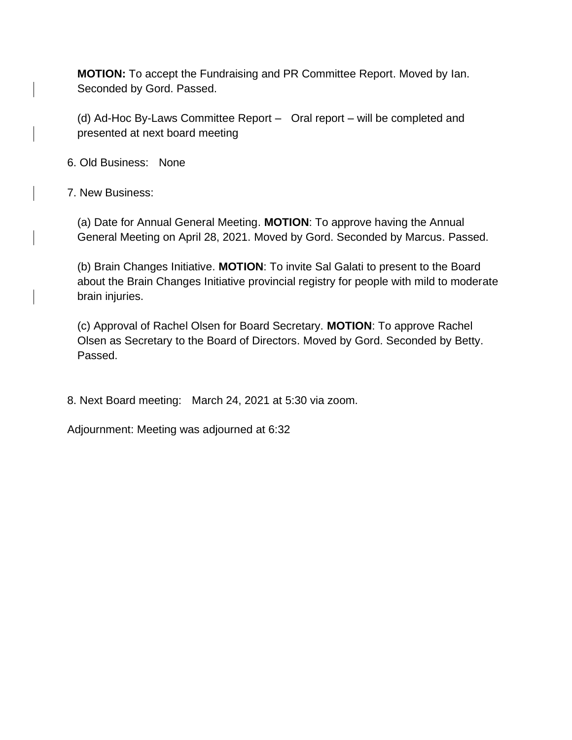**MOTION:** To accept the Fundraising and PR Committee Report. Moved by Ian. Seconded by Gord. Passed.

(d) Ad-Hoc By-Laws Committee Report – Oral report – will be completed and presented at next board meeting

6. Old Business: None

7. New Business:

(a) Date for Annual General Meeting. **MOTION**: To approve having the Annual General Meeting on April 28, 2021. Moved by Gord. Seconded by Marcus. Passed.

(b) Brain Changes Initiative. **MOTION**: To invite Sal Galati to present to the Board about the Brain Changes Initiative provincial registry for people with mild to moderate brain injuries.

(c) Approval of Rachel Olsen for Board Secretary. **MOTION**: To approve Rachel Olsen as Secretary to the Board of Directors. Moved by Gord. Seconded by Betty. Passed.

8. Next Board meeting: March 24, 2021 at 5:30 via zoom.

Adjournment: Meeting was adjourned at 6:32